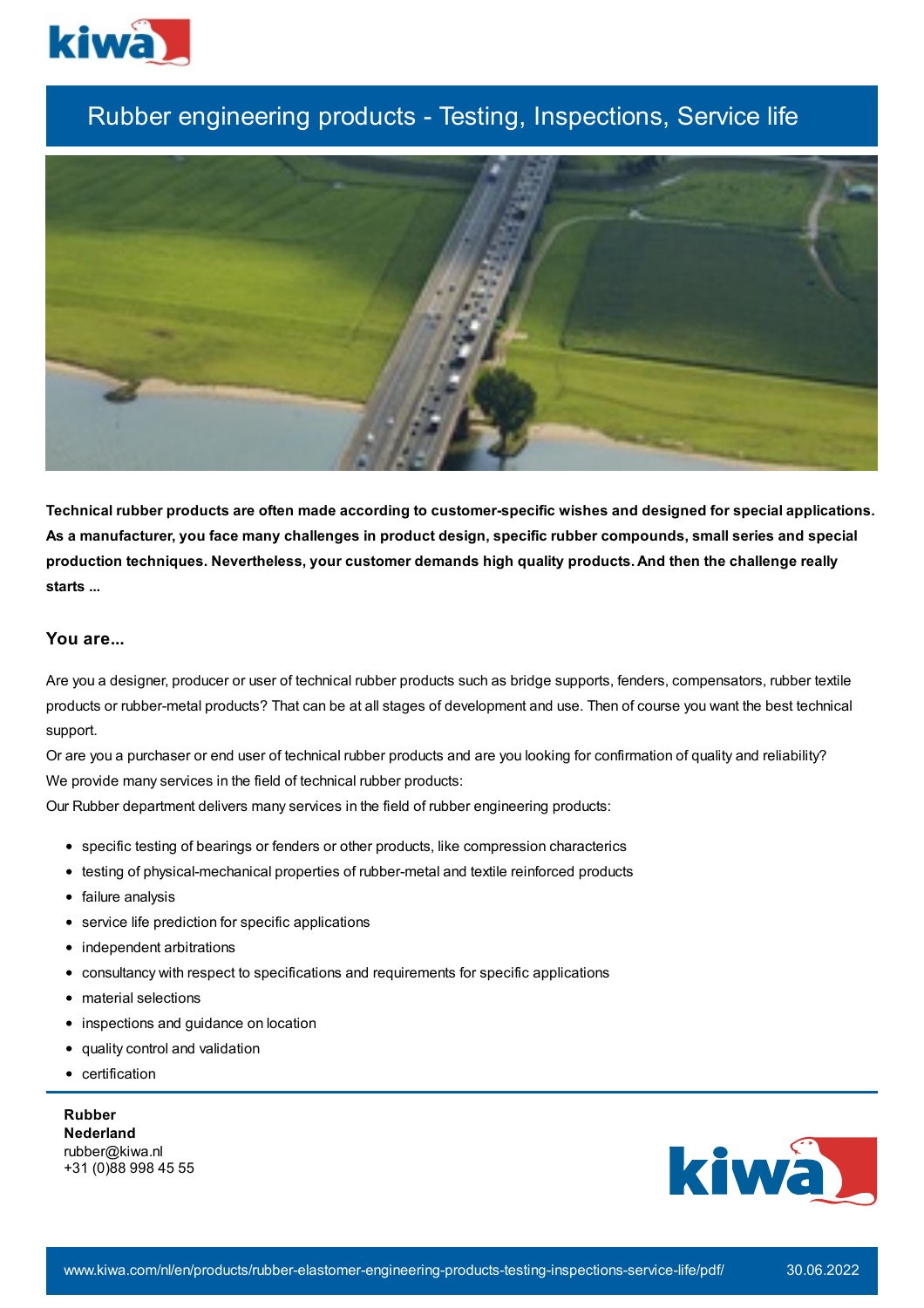# Rubber engineering products - Testing, Inspections, Service life

**Technical rubber products are often made according to customer-specific wishes and designed for special applications. As a manufacturer, you face many challenges in product design, specific rubber compounds, small series and special production techniques. Nevertheless, your customer demands high quality products. And then the challenge really starts ...**

## You are...

Are you a designer, producer or user of technical rubber products such as bridge supports, fenders, compensators, rubber textile products or rubber-metal products? That can be at all stages of development and use. Then of course you want the best technical support.

Or are you a purchaser or end user of technical rubber products and are you looking for confirmation of quality and reliability?

We provide many services in the field of technical rubber products:

Our Rubber department delivers many services in the field of rubber engineering products:

- specific testing of bearings or fenders or other products, like compression characterics
- testing of physical-mechanical properties of rubber-metal and textile reinforced products
- failure analysis
- service life prediction for specific applications
- independent arbitrations
- consultancy with respect to specifications and requirements for specific applications
- material selections
- inspections and guidance on location
- quality control and validation
- certification

**Rubber**
**Nederland**
rubber@kiwa.nl
+31 (0)88 998 45 55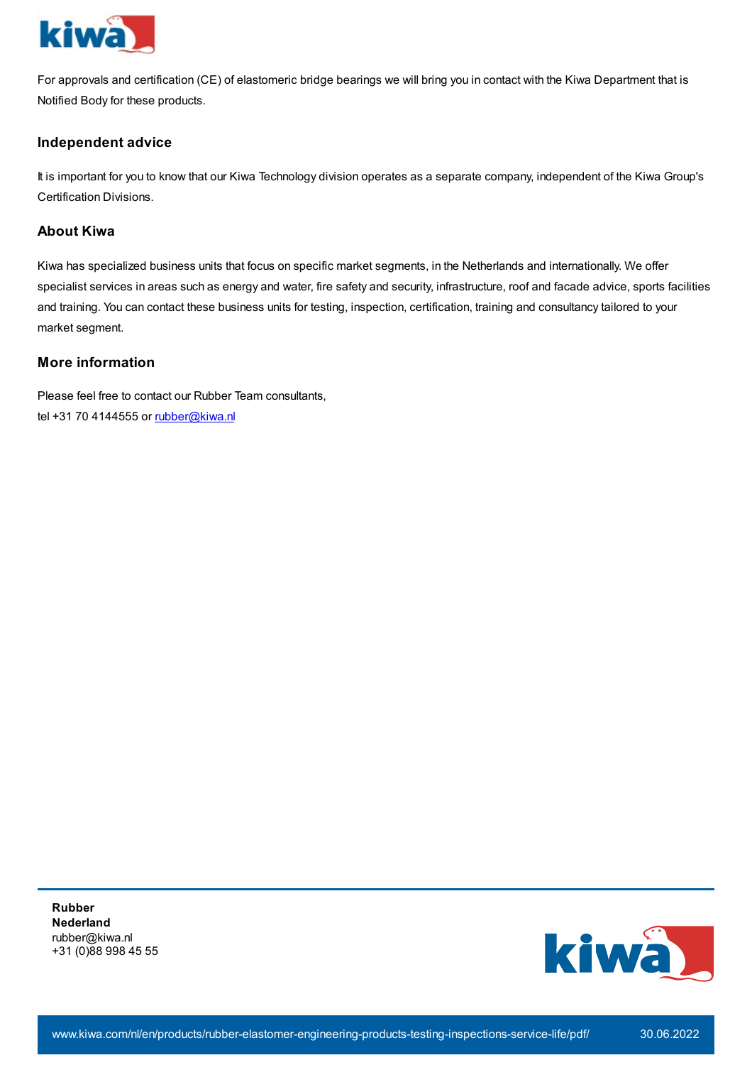For approvals and certification (CE) of elastomeric bridge bearings we will bring you in contact with the Kiwa Department that is Notified Body for these products.

## Independent advice

It is important for you to know that our Kiwa Technology division operates as a separate company, independent of the Kiwa Group's Certification Divisions.

## About Kiwa

Kiwa has specialized business units that focus on specific market segments, in the Netherlands and internationally. We offer specialist services in areas such as energy and water, fire safety and security, infrastructure, roof and facade advice, sports facilities and training. You can contact these business units for testing, inspection, certification, training and consultancy tailored to your market segment.

## More information

Please feel free to contact our Rubber Team consultants,
tel +31 70 4144555 or [rubber@kiwa.nl](mailto:rubber@kiwa.nl)

**Rubber**
**Nederland**
rubber@kiwa.nl
+31 (0)88 998 45 55